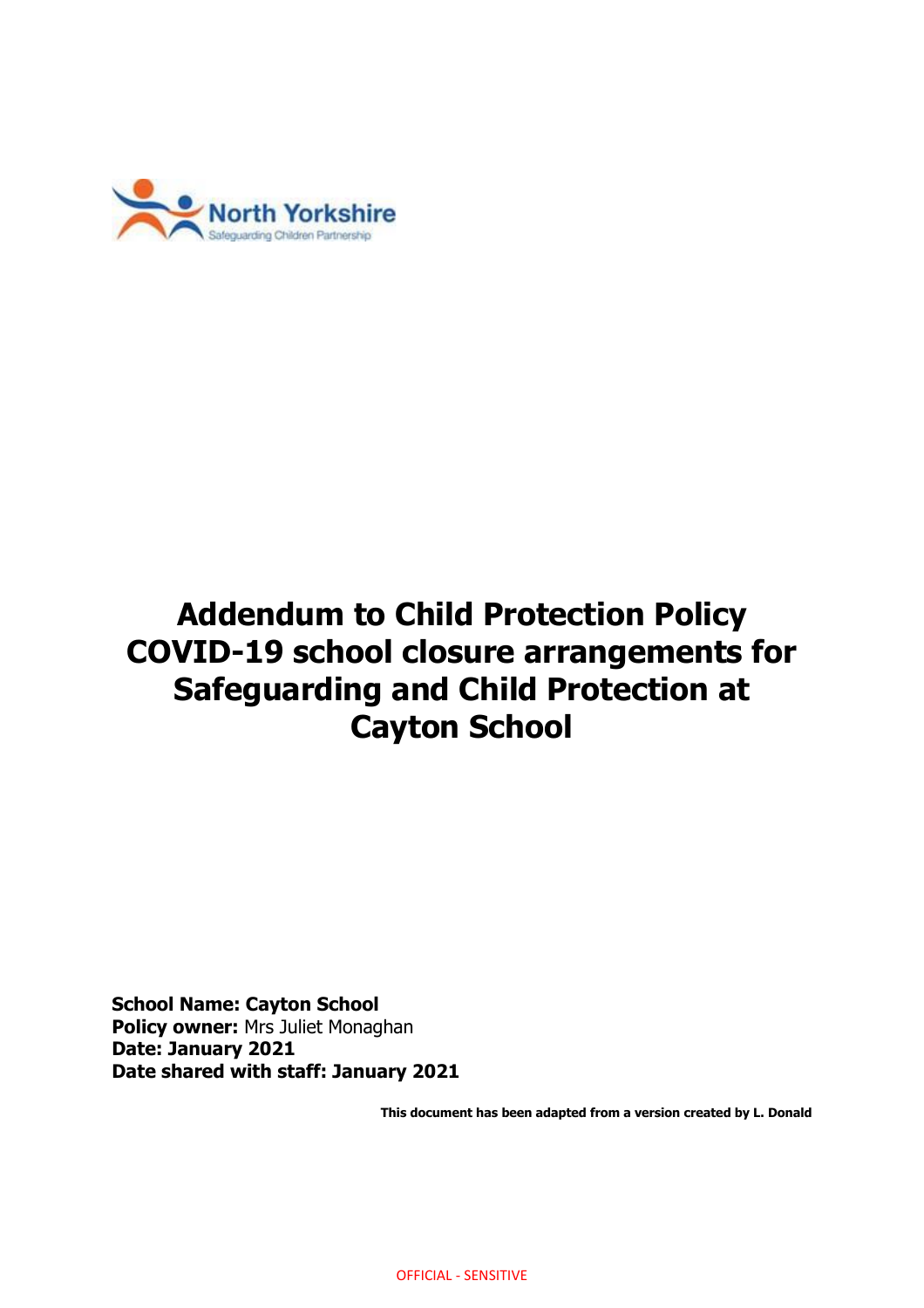North Yorkshire
Safeguarding Children Partnership

# Addendum to Child Protection Policy COVID-19 school closure arrangements for Safeguarding and Child Protection at Cayton School

**School Name: Cayton School**
**Policy owner:** Mrs Juliet Monaghan
**Date: January 2021**
**Date shared with staff: January 2021**

**This document has been adapted from a version created by L. Donald**

OFFICIAL - SENSITIVE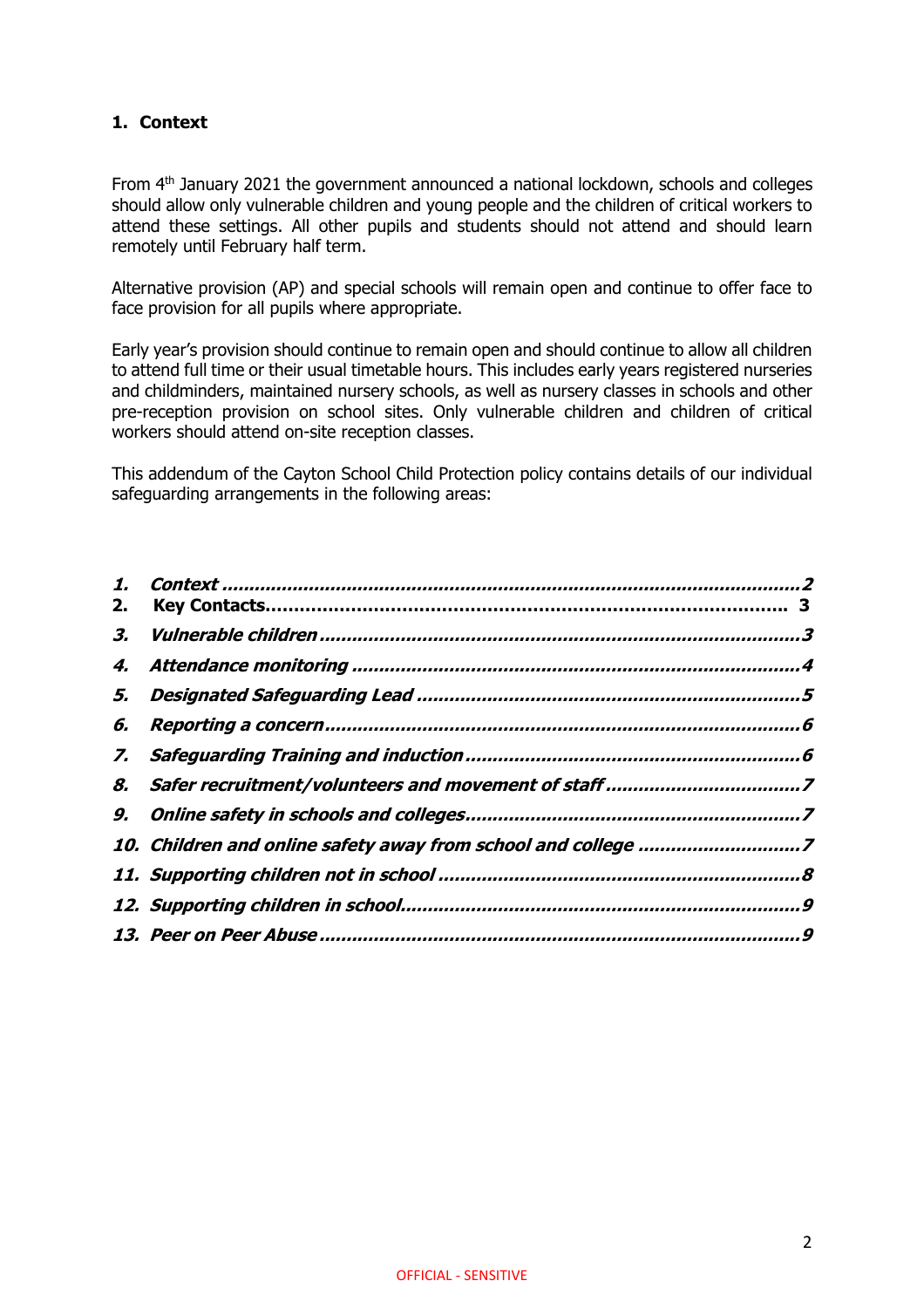## 1. Context

From 4th January 2021 the government announced a national lockdown, schools and colleges should allow only vulnerable children and young people and the children of critical workers to attend these settings. All other pupils and students should not attend and should learn remotely until February half term.

Alternative provision (AP) and special schools will remain open and continue to offer face to face provision for all pupils where appropriate.

Early year's provision should continue to remain open and should continue to allow all children to attend full time or their usual timetable hours. This includes early years registered nurseries and childminders, maintained nursery schools, as well as nursery classes in schools and other pre-reception provision on school sites. Only vulnerable children and children of critical workers should attend on-site reception classes.

This addendum of the Cayton School Child Protection policy contains details of our individual safeguarding arrangements in the following areas:

1. *Context* ........................................................................................................2
2. **Key Contacts**....................................................................................... 3
3. *Vulnerable children* .......................................................................................3
4. *Attendance monitoring* ..................................................................................4
5. *Designated Safeguarding Lead* ......................................................................5
6. *Reporting a concern* ......................................................................................6
7. *Safeguarding Training and induction* .............................................................6
8. *Safer recruitment/volunteers and movement of staff* ...................................7
9. *Online safety in schools and colleges*.............................................................7
10. *Children and online safety away from school and college* .............................7
11. *Supporting children not in school* ..................................................................8
12. *Supporting children in school*.........................................................................9
13. *Peer on Peer Abuse* .......................................................................................9

OFFICIAL - SENSITIVE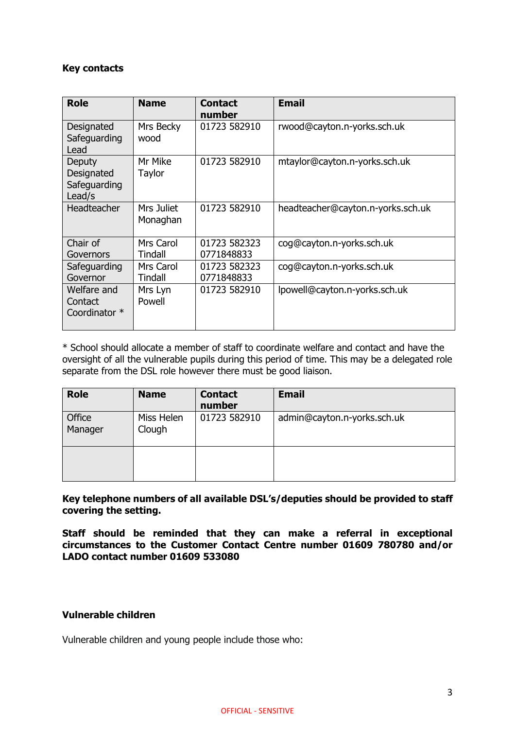**Key contacts**

| Role | Name | Contact number | Email |
|---|---|---|---|
| Designated Safeguarding Lead | Mrs Becky wood | 01723 582910 | rwood@cayton.n-yorks.sch.uk |
| Deputy Designated Safeguarding Lead/s | Mr Mike Taylor | 01723 582910 | mtaylor@cayton.n-yorks.sch.uk |
| Headteacher | Mrs Juliet Monaghan | 01723 582910 | headteacher@cayton.n-yorks.sch.uk |
| Chair of Governors | Mrs Carol Tindall | 01723 582323 0771848833 | cog@cayton.n-yorks.sch.uk |
| Safeguarding Governor | Mrs Carol Tindall | 01723 582323 0771848833 | cog@cayton.n-yorks.sch.uk |
| Welfare and Contact Coordinator * | Mrs Lyn Powell | 01723 582910 | lpowell@cayton.n-yorks.sch.uk |

* School should allocate a member of staff to coordinate welfare and contact and have the oversight of all the vulnerable pupils during this period of time. This may be a delegated role separate from the DSL role however there must be good liaison.

| Role | Name | Contact number | Email |
|---|---|---|---|
| Office Manager | Miss Helen Clough | 01723 582910 | admin@cayton.n-yorks.sch.uk |
| | | | |

**Key telephone numbers of all available DSL's/deputies should be provided to staff covering the setting.**

**Staff should be reminded that they can make a referral in exceptional circumstances to the Customer Contact Centre number 01609 780780 and/or LADO contact number 01609 533080**

**Vulnerable children**

Vulnerable children and young people include those who: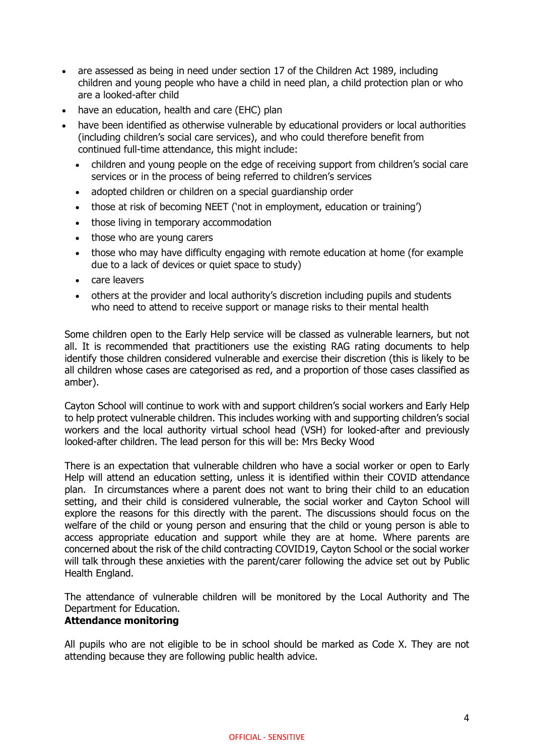- are assessed as being in need under section 17 of the Children Act 1989, including children and young people who have a child in need plan, a child protection plan or who are a looked-after child
- have an education, health and care (EHC) plan
- have been identified as otherwise vulnerable by educational providers or local authorities (including children's social care services), and who could therefore benefit from continued full-time attendance, this might include:
  - children and young people on the edge of receiving support from children's social care services or in the process of being referred to children's services
  - adopted children or children on a special guardianship order
  - those at risk of becoming NEET ('not in employment, education or training')
  - those living in temporary accommodation
  - those who are young carers
  - those who may have difficulty engaging with remote education at home (for example due to a lack of devices or quiet space to study)
  - care leavers
  - others at the provider and local authority's discretion including pupils and students who need to attend to receive support or manage risks to their mental health

Some children open to the Early Help service will be classed as vulnerable learners, but not all. It is recommended that practitioners use the existing RAG rating documents to help identify those children considered vulnerable and exercise their discretion (this is likely to be all children whose cases are categorised as red, and a proportion of those cases classified as amber).

Cayton School will continue to work with and support children's social workers and Early Help to help protect vulnerable children. This includes working with and supporting children's social workers and the local authority virtual school head (VSH) for looked-after and previously looked-after children. The lead person for this will be: Mrs Becky Wood

There is an expectation that vulnerable children who have a social worker or open to Early Help will attend an education setting, unless it is identified within their COVID attendance plan. In circumstances where a parent does not want to bring their child to an education setting, and their child is considered vulnerable, the social worker and Cayton School will explore the reasons for this directly with the parent. The discussions should focus on the welfare of the child or young person and ensuring that the child or young person is able to access appropriate education and support while they are at home. Where parents are concerned about the risk of the child contracting COVID19, Cayton School or the social worker will talk through these anxieties with the parent/carer following the advice set out by Public Health England.

The attendance of vulnerable children will be monitored by the Local Authority and The Department for Education.

**Attendance monitoring**

All pupils who are not eligible to be in school should be marked as Code X. They are not attending because they are following public health advice.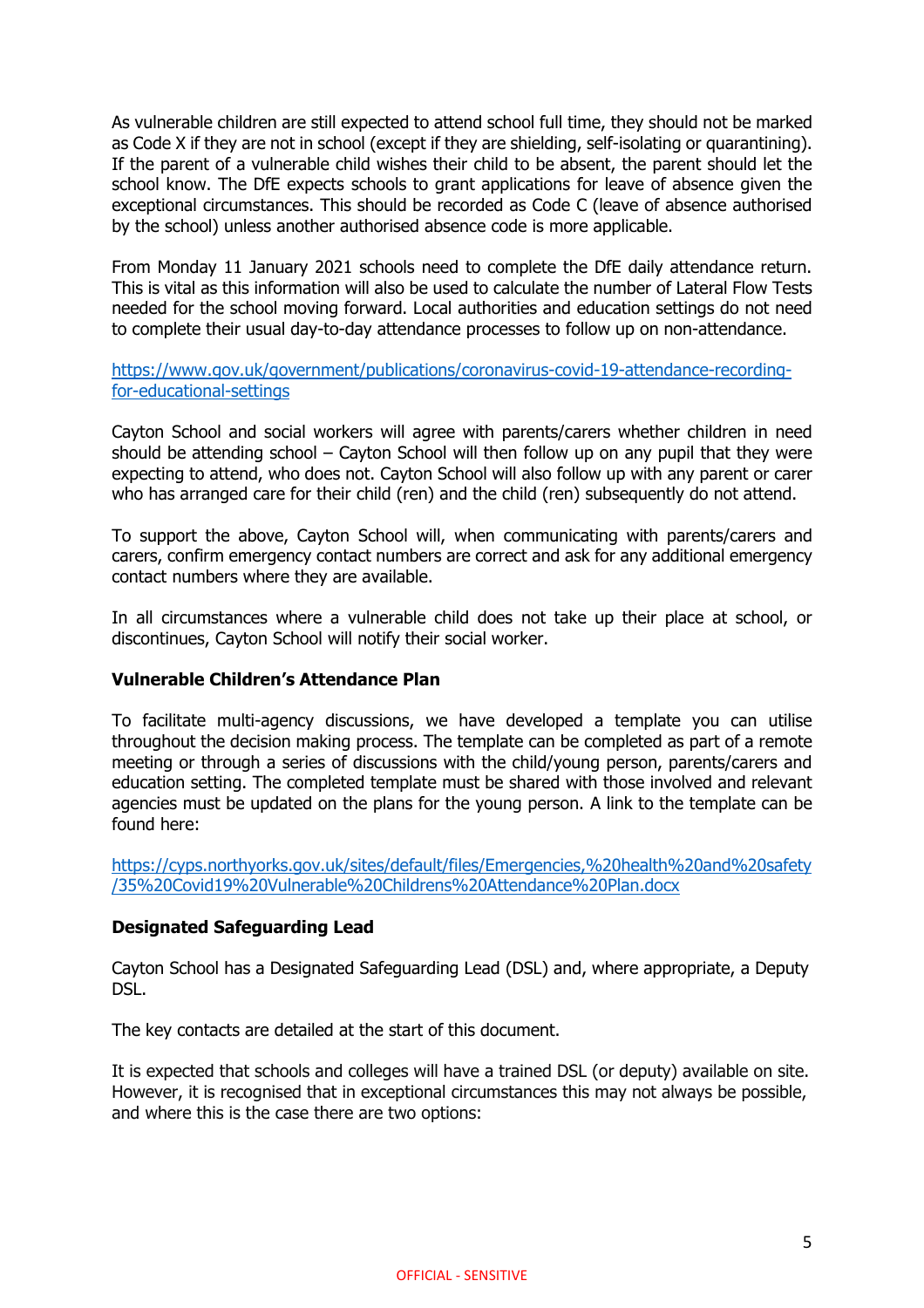As vulnerable children are still expected to attend school full time, they should not be marked as Code X if they are not in school (except if they are shielding, self-isolating or quarantining). If the parent of a vulnerable child wishes their child to be absent, the parent should let the school know. The DfE expects schools to grant applications for leave of absence given the exceptional circumstances. This should be recorded as Code C (leave of absence authorised by the school) unless another authorised absence code is more applicable.

From Monday 11 January 2021 schools need to complete the DfE daily attendance return. This is vital as this information will also be used to calculate the number of Lateral Flow Tests needed for the school moving forward. Local authorities and education settings do not need to complete their usual day-to-day attendance processes to follow up on non-attendance.

https://www.gov.uk/government/publications/coronavirus-covid-19-attendance-recording-for-educational-settings

Cayton School and social workers will agree with parents/carers whether children in need should be attending school – Cayton School will then follow up on any pupil that they were expecting to attend, who does not. Cayton School will also follow up with any parent or carer who has arranged care for their child (ren) and the child (ren) subsequently do not attend.

To support the above, Cayton School will, when communicating with parents/carers and carers, confirm emergency contact numbers are correct and ask for any additional emergency contact numbers where they are available.

In all circumstances where a vulnerable child does not take up their place at school, or discontinues, Cayton School will notify their social worker.

**Vulnerable Children's Attendance Plan**

To facilitate multi-agency discussions, we have developed a template you can utilise throughout the decision making process. The template can be completed as part of a remote meeting or through a series of discussions with the child/young person, parents/carers and education setting. The completed template must be shared with those involved and relevant agencies must be updated on the plans for the young person. A link to the template can be found here:

https://cyps.northyorks.gov.uk/sites/default/files/Emergencies,%20health%20and%20safety/35%20Covid19%20Vulnerable%20Childrens%20Attendance%20Plan.docx

**Designated Safeguarding Lead**

Cayton School has a Designated Safeguarding Lead (DSL) and, where appropriate, a Deputy DSL.

The key contacts are detailed at the start of this document.

It is expected that schools and colleges will have a trained DSL (or deputy) available on site. However, it is recognised that in exceptional circumstances this may not always be possible, and where this is the case there are two options: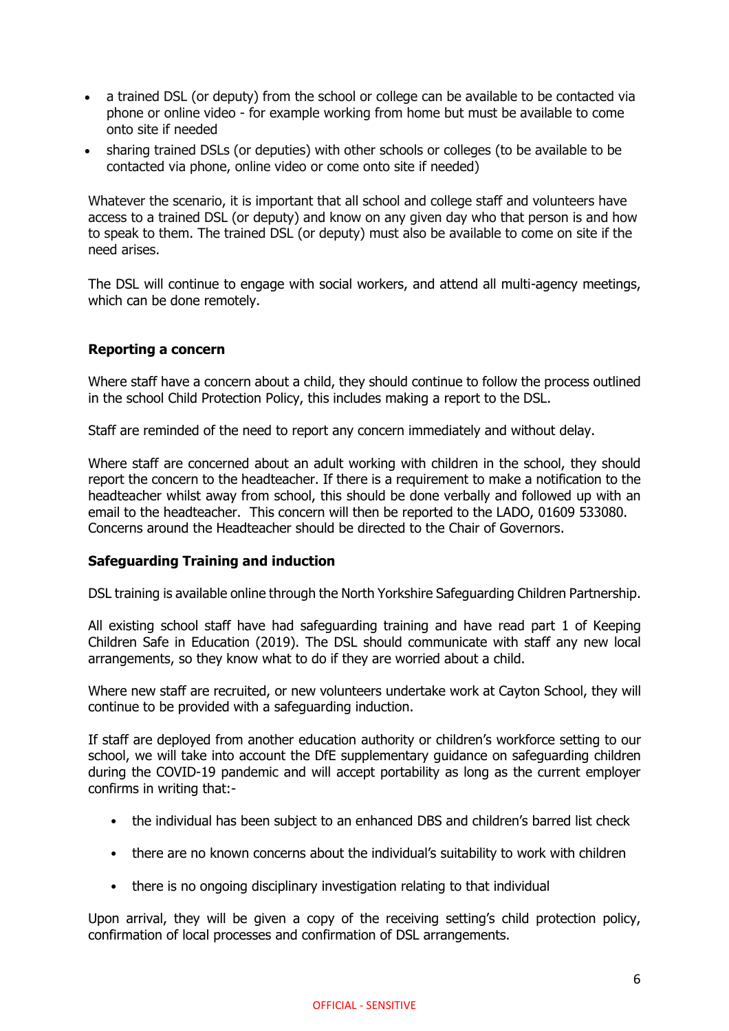- a trained DSL (or deputy) from the school or college can be available to be contacted via phone or online video - for example working from home but must be available to come onto site if needed
- sharing trained DSLs (or deputies) with other schools or colleges (to be available to be contacted via phone, online video or come onto site if needed)

Whatever the scenario, it is important that all school and college staff and volunteers have access to a trained DSL (or deputy) and know on any given day who that person is and how to speak to them. The trained DSL (or deputy) must also be available to come on site if the need arises.

The DSL will continue to engage with social workers, and attend all multi-agency meetings, which can be done remotely.

**Reporting a concern**

Where staff have a concern about a child, they should continue to follow the process outlined in the school Child Protection Policy, this includes making a report to the DSL.

Staff are reminded of the need to report any concern immediately and without delay.

Where staff are concerned about an adult working with children in the school, they should report the concern to the headteacher. If there is a requirement to make a notification to the headteacher whilst away from school, this should be done verbally and followed up with an email to the headteacher. This concern will then be reported to the LADO, 01609 533080. Concerns around the Headteacher should be directed to the Chair of Governors.

**Safeguarding Training and induction**

DSL training is available online through the North Yorkshire Safeguarding Children Partnership.

All existing school staff have had safeguarding training and have read part 1 of Keeping Children Safe in Education (2019). The DSL should communicate with staff any new local arrangements, so they know what to do if they are worried about a child.

Where new staff are recruited, or new volunteers undertake work at Cayton School, they will continue to be provided with a safeguarding induction.

If staff are deployed from another education authority or children's workforce setting to our school, we will take into account the DfE supplementary guidance on safeguarding children during the COVID-19 pandemic and will accept portability as long as the current employer confirms in writing that:-

- the individual has been subject to an enhanced DBS and children's barred list check
- there are no known concerns about the individual's suitability to work with children
- there is no ongoing disciplinary investigation relating to that individual

Upon arrival, they will be given a copy of the receiving setting's child protection policy, confirmation of local processes and confirmation of DSL arrangements.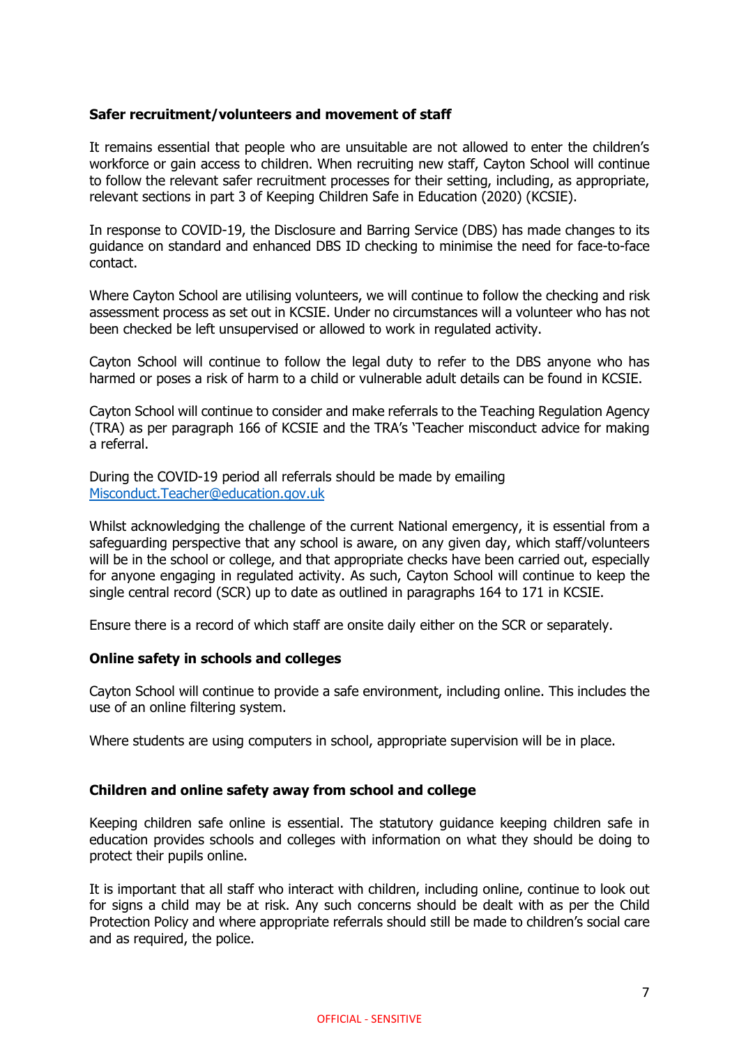**Safer recruitment/volunteers and movement of staff**

It remains essential that people who are unsuitable are not allowed to enter the children's workforce or gain access to children. When recruiting new staff, Cayton School will continue to follow the relevant safer recruitment processes for their setting, including, as appropriate, relevant sections in part 3 of Keeping Children Safe in Education (2020) (KCSIE).

In response to COVID-19, the Disclosure and Barring Service (DBS) has made changes to its guidance on standard and enhanced DBS ID checking to minimise the need for face-to-face contact.

Where Cayton School are utilising volunteers, we will continue to follow the checking and risk assessment process as set out in KCSIE. Under no circumstances will a volunteer who has not been checked be left unsupervised or allowed to work in regulated activity.

Cayton School will continue to follow the legal duty to refer to the DBS anyone who has harmed or poses a risk of harm to a child or vulnerable adult details can be found in KCSIE.

Cayton School will continue to consider and make referrals to the Teaching Regulation Agency (TRA) as per paragraph 166 of KCSIE and the TRA's 'Teacher misconduct advice for making a referral.

During the COVID-19 period all referrals should be made by emailing [Misconduct.Teacher@education.gov.uk](mailto:Misconduct.Teacher@education.gov.uk)

Whilst acknowledging the challenge of the current National emergency, it is essential from a safeguarding perspective that any school is aware, on any given day, which staff/volunteers will be in the school or college, and that appropriate checks have been carried out, especially for anyone engaging in regulated activity. As such, Cayton School will continue to keep the single central record (SCR) up to date as outlined in paragraphs 164 to 171 in KCSIE.

Ensure there is a record of which staff are onsite daily either on the SCR or separately.

**Online safety in schools and colleges**

Cayton School will continue to provide a safe environment, including online. This includes the use of an online filtering system.

Where students are using computers in school, appropriate supervision will be in place.

**Children and online safety away from school and college**

Keeping children safe online is essential. The statutory guidance keeping children safe in education provides schools and colleges with information on what they should be doing to protect their pupils online.

It is important that all staff who interact with children, including online, continue to look out for signs a child may be at risk. Any such concerns should be dealt with as per the Child Protection Policy and where appropriate referrals should still be made to children's social care and as required, the police.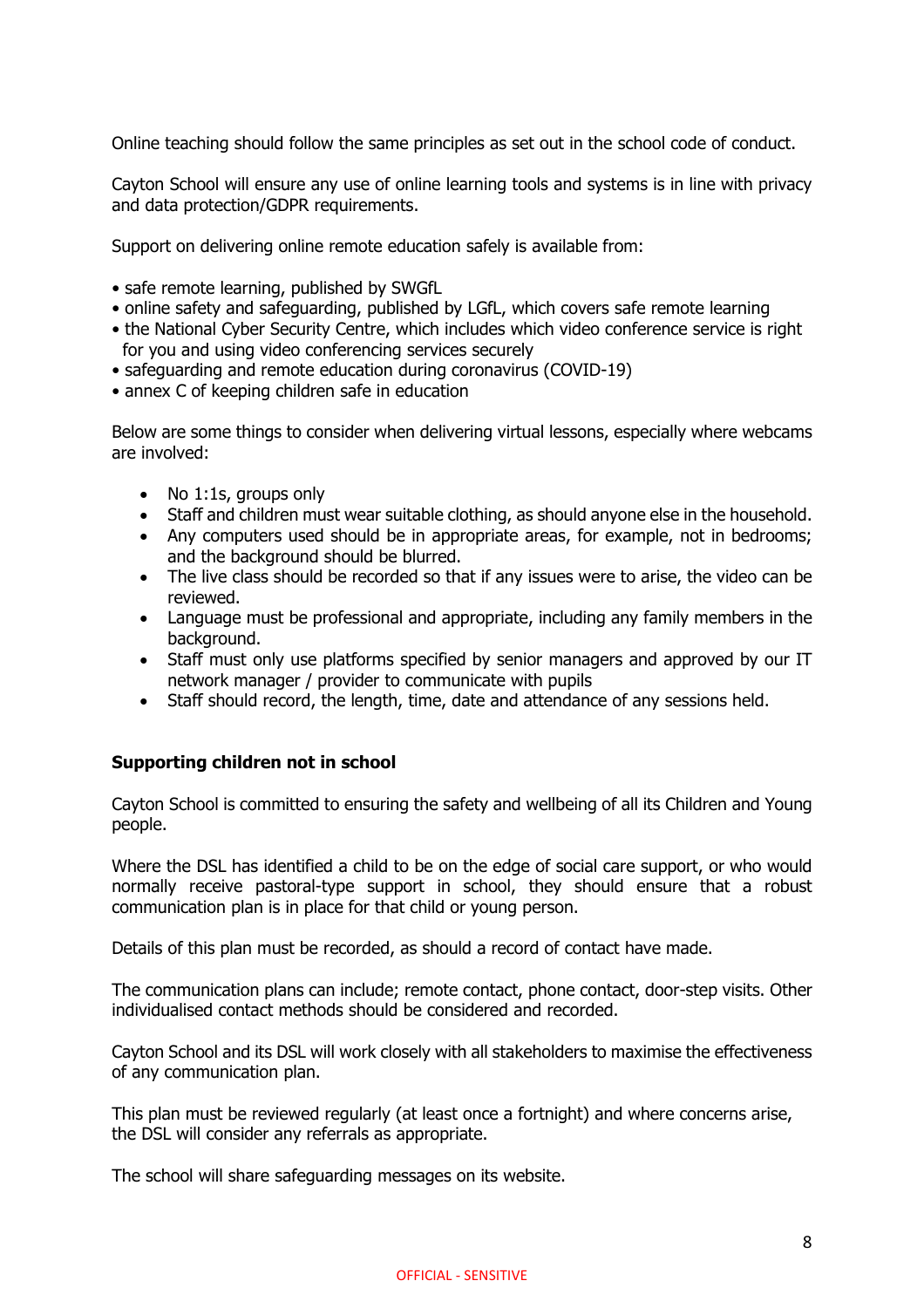Online teaching should follow the same principles as set out in the school code of conduct.

Cayton School will ensure any use of online learning tools and systems is in line with privacy and data protection/GDPR requirements.

Support on delivering online remote education safely is available from:

- safe remote learning, published by SWGfL
- online safety and safeguarding, published by LGfL, which covers safe remote learning
- the National Cyber Security Centre, which includes which video conference service is right for you and using video conferencing services securely
- safeguarding and remote education during coronavirus (COVID-19)
- annex C of keeping children safe in education

Below are some things to consider when delivering virtual lessons, especially where webcams are involved:

- No 1:1s, groups only
- Staff and children must wear suitable clothing, as should anyone else in the household.
- Any computers used should be in appropriate areas, for example, not in bedrooms; and the background should be blurred.
- The live class should be recorded so that if any issues were to arise, the video can be reviewed.
- Language must be professional and appropriate, including any family members in the background.
- Staff must only use platforms specified by senior managers and approved by our IT network manager / provider to communicate with pupils
- Staff should record, the length, time, date and attendance of any sessions held.

**Supporting children not in school**

Cayton School is committed to ensuring the safety and wellbeing of all its Children and Young people.

Where the DSL has identified a child to be on the edge of social care support, or who would normally receive pastoral-type support in school, they should ensure that a robust communication plan is in place for that child or young person.

Details of this plan must be recorded, as should a record of contact have made.

The communication plans can include; remote contact, phone contact, door-step visits. Other individualised contact methods should be considered and recorded.

Cayton School and its DSL will work closely with all stakeholders to maximise the effectiveness of any communication plan.

This plan must be reviewed regularly (at least once a fortnight) and where concerns arise, the DSL will consider any referrals as appropriate.

The school will share safeguarding messages on its website.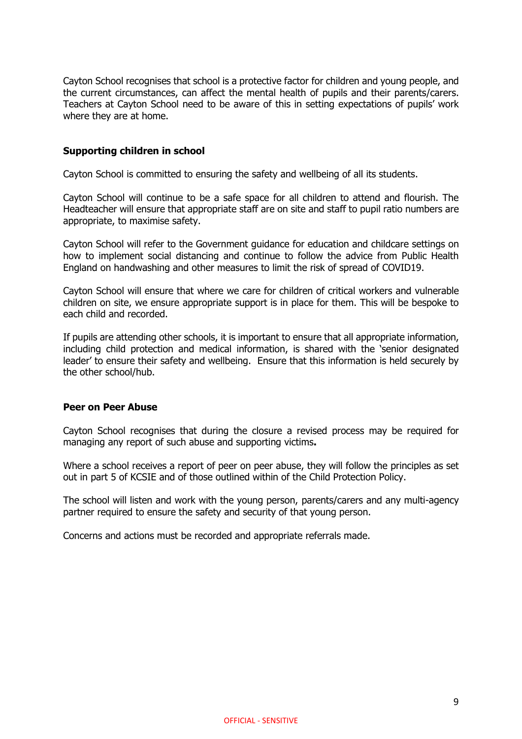Cayton School recognises that school is a protective factor for children and young people, and the current circumstances, can affect the mental health of pupils and their parents/carers. Teachers at Cayton School need to be aware of this in setting expectations of pupils' work where they are at home.

## Supporting children in school

Cayton School is committed to ensuring the safety and wellbeing of all its students.

Cayton School will continue to be a safe space for all children to attend and flourish. The Headteacher will ensure that appropriate staff are on site and staff to pupil ratio numbers are appropriate, to maximise safety.

Cayton School will refer to the Government guidance for education and childcare settings on how to implement social distancing and continue to follow the advice from Public Health England on handwashing and other measures to limit the risk of spread of COVID19.

Cayton School will ensure that where we care for children of critical workers and vulnerable children on site, we ensure appropriate support is in place for them. This will be bespoke to each child and recorded.

If pupils are attending other schools, it is important to ensure that all appropriate information, including child protection and medical information, is shared with the 'senior designated leader' to ensure their safety and wellbeing. Ensure that this information is held securely by the other school/hub.

## Peer on Peer Abuse

Cayton School recognises that during the closure a revised process may be required for managing any report of such abuse and supporting victims**.**

Where a school receives a report of peer on peer abuse, they will follow the principles as set out in part 5 of KCSIE and of those outlined within of the Child Protection Policy.

The school will listen and work with the young person, parents/carers and any multi-agency partner required to ensure the safety and security of that young person.

Concerns and actions must be recorded and appropriate referrals made.